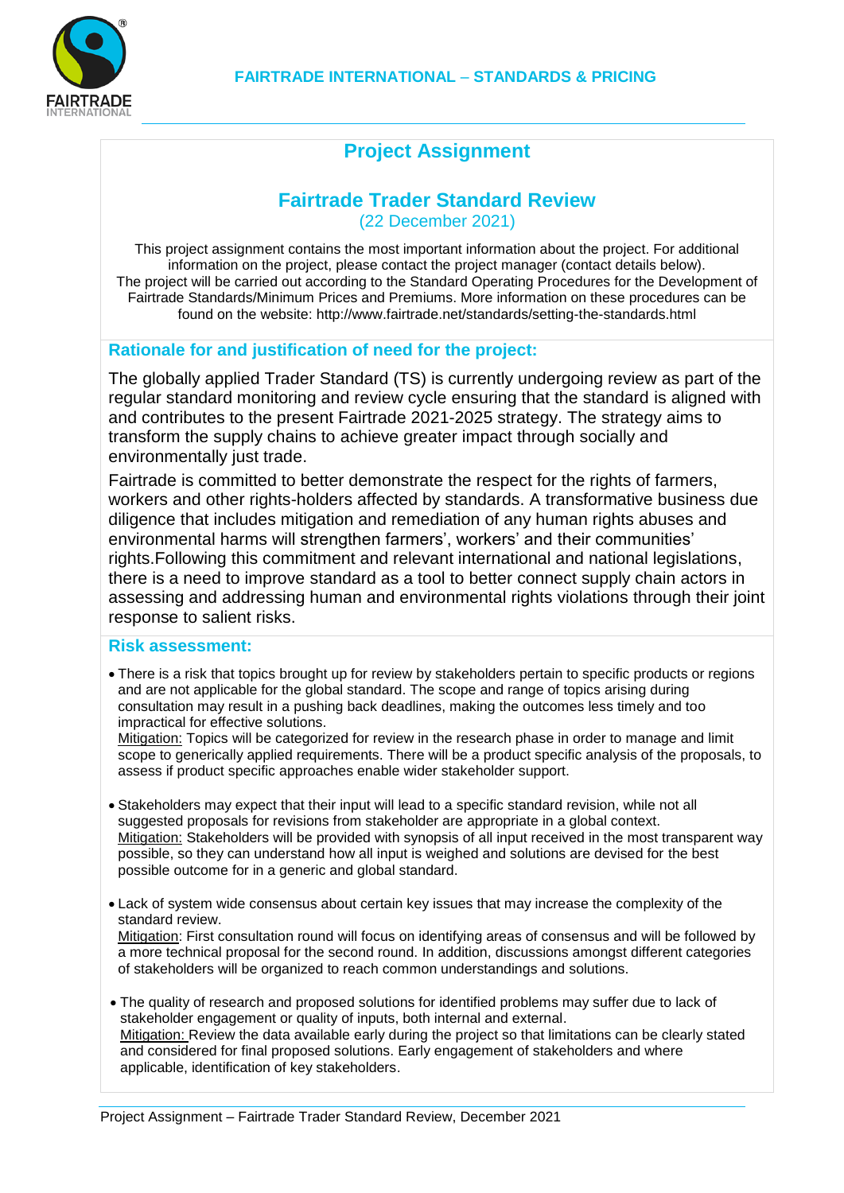FAIRTRADE INTERNATIONAL – STANDARDS & PRICING

# Project Assignment

## Fairtrade Trader Standard Review

(22 December 2021)

This project assignment contains the most important information about the project. For additional information on the project, please contact the project manager (contact details below). The project will be carried out according to the Standard Operating Procedures for the Development of Fairtrade Standards/Minimum Prices and Premiums. More information on these procedures can be found on the website: http://www.fairtrade.net/standards/setting-the-standards.html

### Rationale for and justification of need for the project:

The globally applied Trader Standard (TS) is currently undergoing review as part of the regular standard monitoring and review cycle ensuring that the standard is aligned with and contributes to the present Fairtrade 2021-2025 strategy. The strategy aims to transform the supply chains to achieve greater impact through socially and environmentally just trade.

Fairtrade is committed to better demonstrate the respect for the rights of farmers, workers and other rights-holders affected by standards. A transformative business due diligence that includes mitigation and remediation of any human rights abuses and environmental harms will strengthen farmers', workers' and their communities' rights.Following this commitment and relevant international and national legislations, there is a need to improve standard as a tool to better connect supply chain actors in assessing and addressing human and environmental rights violations through their joint response to salient risks.

### Risk assessment:

- There is a risk that topics brought up for review by stakeholders pertain to specific products or regions and are not applicable for the global standard. The scope and range of topics arising during consultation may result in a pushing back deadlines, making the outcomes less timely and too impractical for effective solutions.
  Mitigation: Topics will be categorized for review in the research phase in order to manage and limit scope to generically applied requirements. There will be a product specific analysis of the proposals, to assess if product specific approaches enable wider stakeholder support.

- Stakeholders may expect that their input will lead to a specific standard revision, while not all suggested proposals for revisions from stakeholder are appropriate in a global context.
  Mitigation: Stakeholders will be provided with synopsis of all input received in the most transparent way possible, so they can understand how all input is weighed and solutions are devised for the best possible outcome for in a generic and global standard.

- Lack of system wide consensus about certain key issues that may increase the complexity of the standard review.
  Mitigation: First consultation round will focus on identifying areas of consensus and will be followed by a more technical proposal for the second round. In addition, discussions amongst different categories of stakeholders will be organized to reach common understandings and solutions.

- The quality of research and proposed solutions for identified problems may suffer due to lack of stakeholder engagement or quality of inputs, both internal and external.
  Mitigation: Review the data available early during the project so that limitations can be clearly stated and considered for final proposed solutions. Early engagement of stakeholders and where applicable, identification of key stakeholders.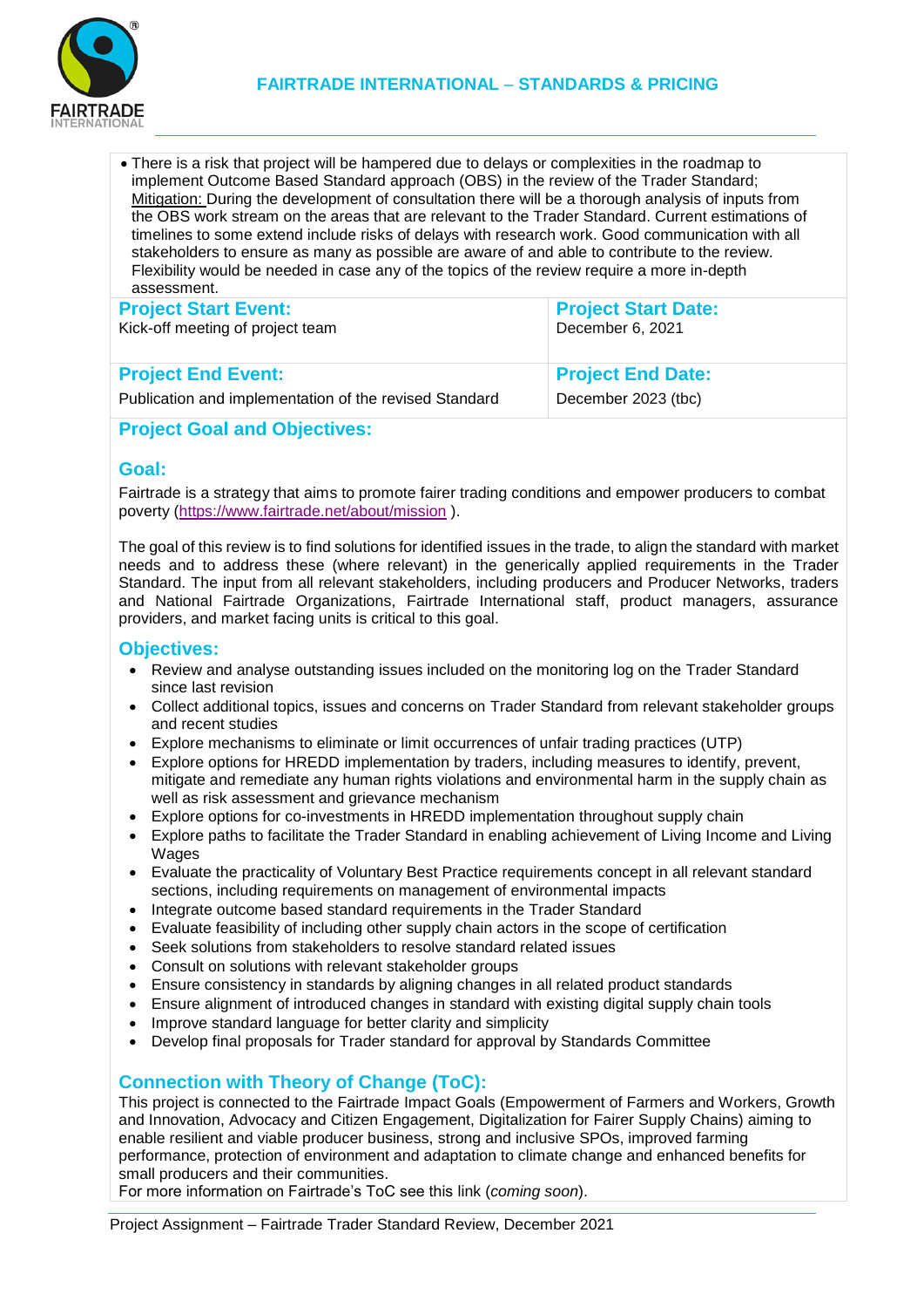- There is a risk that project will be hampered due to delays or complexities in the roadmap to implement Outcome Based Standard approach (OBS) in the review of the Trader Standard; Mitigation: During the development of consultation there will be a thorough analysis of inputs from the OBS work stream on the areas that are relevant to the Trader Standard. Current estimations of timelines to some extend include risks of delays with research work. Good communication with all stakeholders to ensure as many as possible are aware of and able to contribute to the review. Flexibility would be needed in case any of the topics of the review require a more in-depth assessment.

| **Project Start Event:** | **Project Start Date:** |
|---|---|
| Kick-off meeting of project team | December 6, 2021 |
| **Project End Event:** | **Project End Date:** |
| Publication and implementation of the revised Standard | December 2023 (tbc) |

## Project Goal and Objectives:

### Goal:

Fairtrade is a strategy that aims to promote fairer trading conditions and empower producers to combat poverty (https://www.fairtrade.net/about/mission ).

The goal of this review is to find solutions for identified issues in the trade, to align the standard with market needs and to address these (where relevant) in the generically applied requirements in the Trader Standard. The input from all relevant stakeholders, including producers and Producer Networks, traders and National Fairtrade Organizations, Fairtrade International staff, product managers, assurance providers, and market facing units is critical to this goal.

### Objectives:

- Review and analyse outstanding issues included on the monitoring log on the Trader Standard since last revision
- Collect additional topics, issues and concerns on Trader Standard from relevant stakeholder groups and recent studies
- Explore mechanisms to eliminate or limit occurrences of unfair trading practices (UTP)
- Explore options for HREDD implementation by traders, including measures to identify, prevent, mitigate and remediate any human rights violations and environmental harm in the supply chain as well as risk assessment and grievance mechanism
- Explore options for co-investments in HREDD implementation throughout supply chain
- Explore paths to facilitate the Trader Standard in enabling achievement of Living Income and Living Wages
- Evaluate the practicality of Voluntary Best Practice requirements concept in all relevant standard sections, including requirements on management of environmental impacts
- Integrate outcome based standard requirements in the Trader Standard
- Evaluate feasibility of including other supply chain actors in the scope of certification
- Seek solutions from stakeholders to resolve standard related issues
- Consult on solutions with relevant stakeholder groups
- Ensure consistency in standards by aligning changes in all related product standards
- Ensure alignment of introduced changes in standard with existing digital supply chain tools
- Improve standard language for better clarity and simplicity
- Develop final proposals for Trader standard for approval by Standards Committee

## Connection with Theory of Change (ToC):

This project is connected to the Fairtrade Impact Goals (Empowerment of Farmers and Workers, Growth and Innovation, Advocacy and Citizen Engagement, Digitalization for Fairer Supply Chains) aiming to enable resilient and viable producer business, strong and inclusive SPOs, improved farming performance, protection of environment and adaptation to climate change and enhanced benefits for small producers and their communities.
For more information on Fairtrade's ToC see this link (*coming soon*).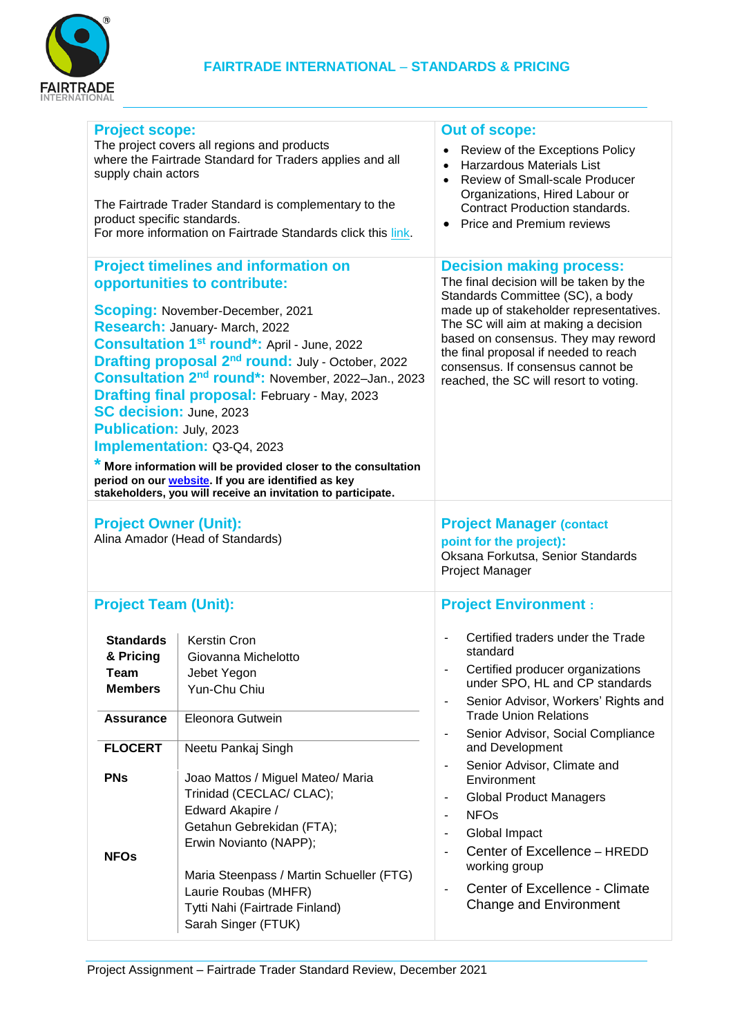## Project scope:

The project covers all regions and products where the Fairtrade Standard for Traders applies and all supply chain actors

The Fairtrade Trader Standard is complementary to the product specific standards.
For more information on Fairtrade Standards click this link.

## Out of scope:

- Review of the Exceptions Policy
- Harzardous Materials List
- Review of Small-scale Producer Organizations, Hired Labour or Contract Production standards.
- Price and Premium reviews

## Project timelines and information on opportunities to contribute:

**Scoping:** November-December, 2021
**Research:** January- March, 2022
**Consultation 1st round*:** April - June, 2022
**Drafting proposal 2nd round:** July - October, 2022
**Consultation 2nd round*:** November, 2022–Jan., 2023
**Drafting final proposal:** February - May, 2023
**SC decision:** June, 2023
**Publication:** July, 2023
**Implementation:** Q3-Q4, 2023

**\* More information will be provided closer to the consultation period on our website. If you are identified as key stakeholders, you will receive an invitation to participate.**

## Decision making process:

The final decision will be taken by the Standards Committee (SC), a body made up of stakeholder representatives. The SC will aim at making a decision based on consensus. They may reword the final proposal if needed to reach consensus. If consensus cannot be reached, the SC will resort to voting.

## Project Owner (Unit):

Alina Amador (Head of Standards)

## Project Manager (contact point for the project):

Oksana Forkutsa, Senior Standards Project Manager

## Project Team (Unit):

| | |
|---|---|
| **Standards & Pricing Team Members** | Kerstin Cron<br>Giovanna Michelotto<br>Jebet Yegon<br>Yun-Chu Chiu |
| **Assurance** | Eleonora Gutwein |
| **FLOCERT** | Neetu Pankaj Singh |
| **PNs** | Joao Mattos / Miguel Mateo/ Maria Trinidad (CECLAC/ CLAC);<br>Edward Akapire / Getahun Gebrekidan (FTA);<br>Erwin Novianto (NAPP); |
| **NFOs** | Maria Steenpass / Martin Schueller (FTG)<br>Laurie Roubas (MHFR)<br>Tytti Nahi (Fairtrade Finland)<br>Sarah Singer (FTUK) |

## Project Environment :

- Certified traders under the Trade standard
- Certified producer organizations under SPO, HL and CP standards
- Senior Advisor, Workers' Rights and Trade Union Relations
- Senior Advisor, Social Compliance and Development
- Senior Advisor, Climate and Environment
- Global Product Managers
- NFOs
- Global Impact
- Center of Excellence – HREDD working group
- Center of Excellence - Climate Change and Environment